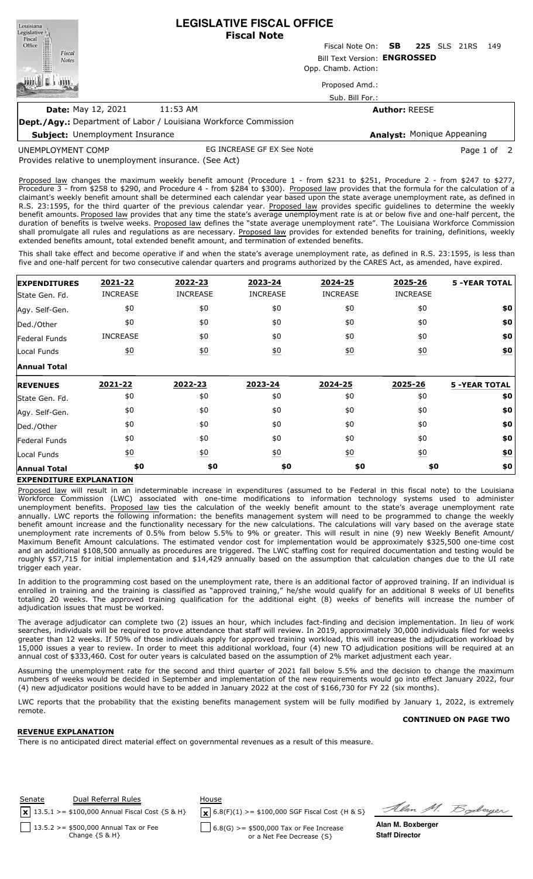# LEGISLATIVE FISCAL OFFICE
## Fiscal Note

Fiscal Note On: **SB 225** SLS 21RS 149

Bill Text Version: **ENGROSSED**

Opp. Chamb. Action:

Proposed Amd.:

Sub. Bill For.:

**Date:** May 12, 2021 11:53 AM

**Author:** REESE

**Dept./Agy.:** Department of Labor / Louisiana Workforce Commission

**Subject:** Unemployment Insurance

**Analyst:** Monique Appeaning

UNEMPLOYMENT COMP EG INCREASE GF EX See Note

Provides relative to unemployment insurance. (See Act)

Proposed law changes the maximum weekly benefit amount (Procedure 1 - from $231 to $251, Procedure 2 - from $247 to $277, Procedure 3 - from $258 to $290, and Procedure 4 - from $284 to $300). Proposed law provides that the formula for the calculation of a claimant's weekly benefit amount shall be determined each calendar year based upon the state average unemployment rate, as defined in R.S. 23:1595, for the third quarter of the previous calendar year. Proposed law provides specific guidelines to determine the weekly benefit amounts. Proposed law provides that any time the state's average unemployment rate is at or below five and one-half percent, the duration of benefits is twelve weeks. Proposed law defines the "state average unemployment rate". The Louisiana Workforce Commission shall promulgate all rules and regulations as are necessary. Proposed law provides for extended benefits for training, definitions, weekly extended benefits amount, total extended benefit amount, and termination of extended benefits.

This shall take effect and become operative if and when the state's average unemployment rate, as defined in R.S. 23:1595, is less than five and one-half percent for two consecutive calendar quarters and programs authorized by the CARES Act, as amended, have expired.

| **EXPENDITURES** | **2021-22** | **2022-23** | **2023-24** | **2024-25** | **2025-26** | **5 -YEAR TOTAL** |
|---|---|---|---|---|---|---|
| State Gen. Fd. | INCREASE | INCREASE | INCREASE | INCREASE | INCREASE | |
| Agy. Self-Gen. | $0 | $0 | $0 | $0 | $0 | **$0** |
| Ded./Other | $0 | $0 | $0 | $0 | $0 | **$0** |
| Federal Funds | INCREASE | $0 | $0 | $0 | $0 | **$0** |
| Local Funds | $0 | $0 | $0 | $0 | $0 | **$0** |
| **Annual Total** | | | | | | |

| **REVENUES** | **2021-22** | **2022-23** | **2023-24** | **2024-25** | **2025-26** | **5 -YEAR TOTAL** |
|---|---|---|---|---|---|---|
| State Gen. Fd. | $0 | $0 | $0 | $0 | $0 | **$0** |
| Agy. Self-Gen. | $0 | $0 | $0 | $0 | $0 | **$0** |
| Ded./Other | $0 | $0 | $0 | $0 | $0 | **$0** |
| Federal Funds | $0 | $0 | $0 | $0 | $0 | **$0** |
| Local Funds | $0 | $0 | $0 | $0 | $0 | **$0** |
| **Annual Total** | **$0** | **$0** | **$0** | **$0** | **$0** | **$0** |

### EXPENDITURE EXPLANATION

Proposed law will result in an indeterminable increase in expenditures (assumed to be Federal in this fiscal note) to the Louisiana Workforce Commission (LWC) associated with one-time modifications to information technology systems used to administer unemployment benefits. Proposed law ties the calculation of the weekly benefit amount to the state's average unemployment rate annually. LWC reports the following information: the benefits management system will need to be programmed to change the weekly benefit amount increase and the functionality necessary for the new calculations. The calculations will vary based on the average state unemployment rate increments of 0.5% from below 5.5% to 9% or greater. This will result in nine (9) new Weekly Benefit Amount/ Maximum Benefit Amount calculations. The estimated vendor cost for implementation would be approximately $325,500 one-time cost and an additional $108,500 annually as procedures are triggered. The LWC staffing cost for required documentation and testing would be roughly $57,715 for initial implementation and $14,429 annually based on the assumption that calculation changes due to the UI rate trigger each year.

In addition to the programming cost based on the unemployment rate, there is an additional factor of approved training. If an individual is enrolled in training and the training is classified as "approved training," he/she would qualify for an additional 8 weeks of UI benefits totaling 20 weeks. The approved training qualification for the additional eight (8) weeks of benefits will increase the number of adjudication issues that must be worked.

The average adjudicator can complete two (2) issues an hour, which includes fact-finding and decision implementation. In lieu of work searches, individuals will be required to prove attendance that staff will review. In 2019, approximately 30,000 individuals filed for weeks greater than 12 weeks. If 50% of those individuals apply for approved training workload, this will increase the adjudication workload by 15,000 issues a year to review. In order to meet this additional workload, four (4) new TO adjudication positions will be required at an annual cost of $333,460. Cost for outer years is calculated based on the assumption of 2% market adjustment each year.

Assuming the unemployment rate for the second and third quarter of 2021 fall below 5.5% and the decision to change the maximum numbers of weeks would be decided in September and implementation of the new requirements would go into effect January 2022, four (4) new adjudicator positions would have to be added in January 2022 at the cost of $166,730 for FY 22 (six months).

LWC reports that the probability that the existing benefits management system will be fully modified by January 1, 2022, is extremely remote.

**CONTINUED ON PAGE TWO**

### REVENUE EXPLANATION

There is no anticipated direct material effect on governmental revenues as a result of this measure.

| Senate | Dual Referral Rules | House |
|---|---|---|
| [x] 13.5.1 >= $100,000 Annual Fiscal Cost {S & H} | | [x] 6.8(F)(1) >= $100,000 SGF Fiscal Cost {H & S} |
| [ ] 13.5.2 >= $500,000 Annual Tax or Fee Change {S & H} | | [ ] 6.8(G) >= $500,000 Tax or Fee Increase or a Net Fee Decrease {S} |

**Alan M. Boxberger**
**Staff Director**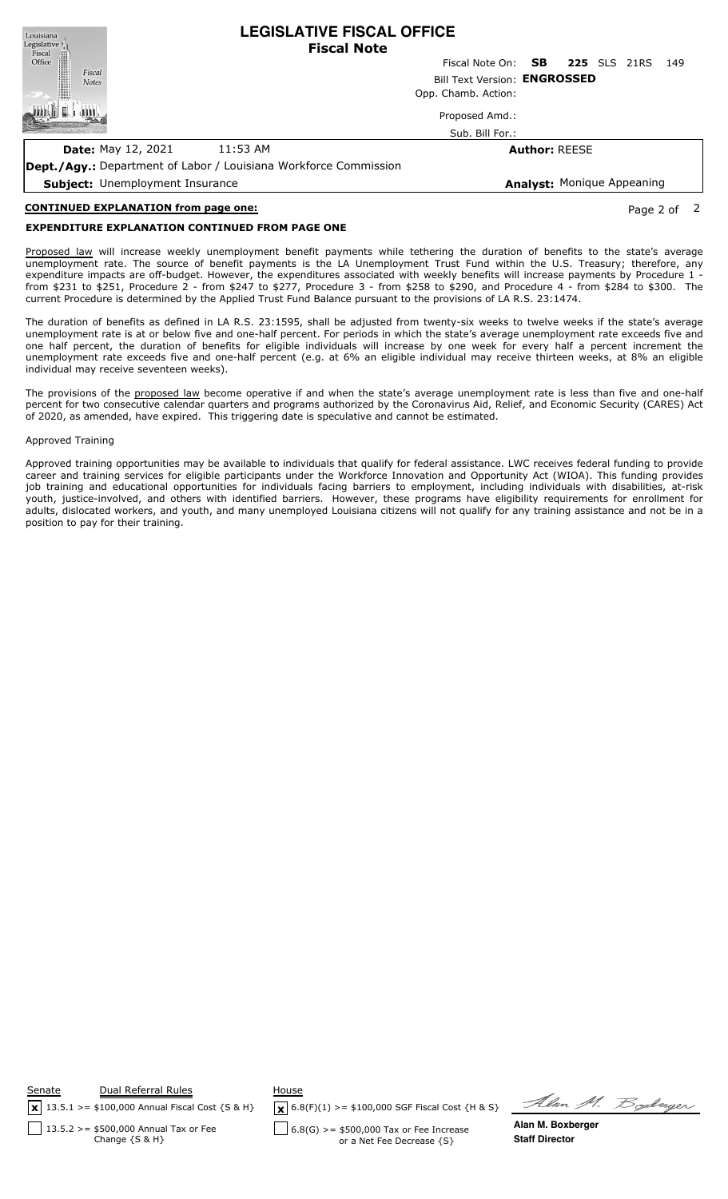# LEGISLATIVE FISCAL OFFICE
## Fiscal Note

Fiscal Note On: **SB 225** SLS 21RS 149

Bill Text Version: **ENGROSSED**

Opp. Chamb. Action:

Proposed Amd.:

Sub. Bill For.:

**Date:** May 12, 2021 11:53 AM

**Author:** REESE

**Dept./Agy.:** Department of Labor / Louisiana Workforce Commission

**Subject:** Unemployment Insurance

**Analyst:** Monique Appeaning

**CONTINUED EXPLANATION from page one:**

**EXPENDITURE EXPLANATION CONTINUED FROM PAGE ONE**

Proposed law will increase weekly unemployment benefit payments while tethering the duration of benefits to the state's average unemployment rate. The source of benefit payments is the LA Unemployment Trust Fund within the U.S. Treasury; therefore, any expenditure impacts are off-budget. However, the expenditures associated with weekly benefits will increase payments by Procedure 1 - from $231 to $251, Procedure 2 - from $247 to $277, Procedure 3 - from $258 to $290, and Procedure 4 - from $284 to $300. The current Procedure is determined by the Applied Trust Fund Balance pursuant to the provisions of LA R.S. 23:1474.

The duration of benefits as defined in LA R.S. 23:1595, shall be adjusted from twenty-six weeks to twelve weeks if the state's average unemployment rate is at or below five and one-half percent. For periods in which the state's average unemployment rate exceeds five and one half percent, the duration of benefits for eligible individuals will increase by one week for every half a percent increment the unemployment rate exceeds five and one-half percent (e.g. at 6% an eligible individual may receive thirteen weeks, at 8% an eligible individual may receive seventeen weeks).

The provisions of the proposed law become operative if and when the state's average unemployment rate is less than five and one-half percent for two consecutive calendar quarters and programs authorized by the Coronavirus Aid, Relief, and Economic Security (CARES) Act of 2020, as amended, have expired. This triggering date is speculative and cannot be estimated.

Approved Training

Approved training opportunities may be available to individuals that qualify for federal assistance. LWC receives federal funding to provide career and training services for eligible participants under the Workforce Innovation and Opportunity Act (WIOA). This funding provides job training and educational opportunities for individuals facing barriers to employment, including individuals with disabilities, at-risk youth, justice-involved, and others with identified barriers. However, these programs have eligibility requirements for enrollment for adults, dislocated workers, and youth, and many unemployed Louisiana citizens will not qualify for any training assistance and not be in a position to pay for their training.

**Senate** Dual Referral Rules

[x] 13.5.1 >= $100,000 Annual Fiscal Cost {S & H}

[ ] 13.5.2 >= $500,000 Annual Tax or Fee Change {S & H}

**House**

[x] 6.8(F)(1) >= $100,000 SGF Fiscal Cost {H & S}

[ ] 6.8(G) >= $500,000 Tax or Fee Increase or a Net Fee Decrease {S}

**Alan M. Boxberger**
**Staff Director**